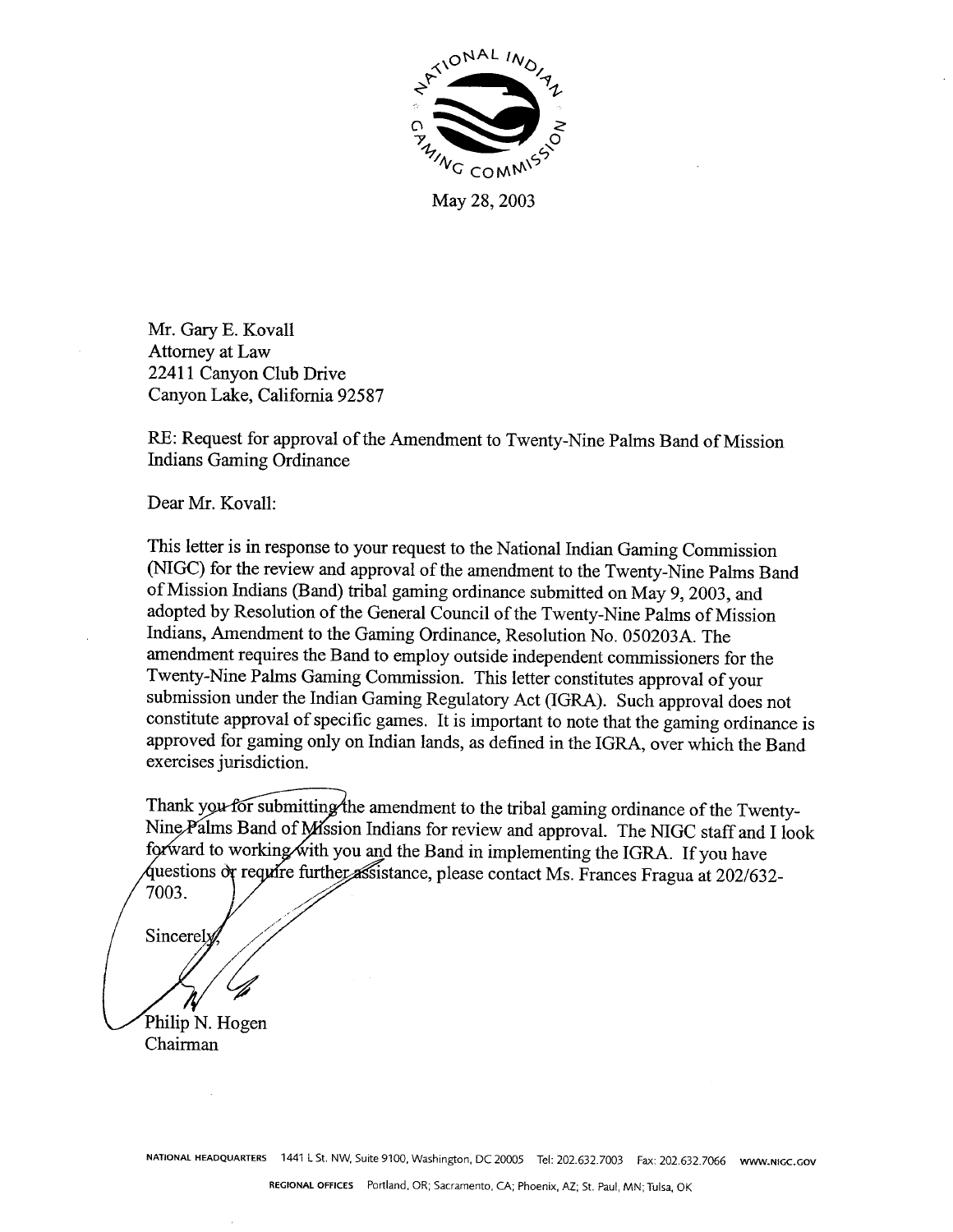NATIONAL INDIAN GAMING COMMISSION

May 28, 2003

Mr. Gary E. Kovall
Attorney at Law
22411 Canyon Club Drive
Canyon Lake, California 92587

RE: Request for approval of the Amendment to Twenty-Nine Palms Band of Mission Indians Gaming Ordinance

Dear Mr. Kovall:

This letter is in response to your request to the National Indian Gaming Commission (NIGC) for the review and approval of the amendment to the Twenty-Nine Palms Band of Mission Indians (Band) tribal gaming ordinance submitted on May 9, 2003, and adopted by Resolution of the General Council of the Twenty-Nine Palms of Mission Indians, Amendment to the Gaming Ordinance, Resolution No. 050203A. The amendment requires the Band to employ outside independent commissioners for the Twenty-Nine Palms Gaming Commission. This letter constitutes approval of your submission under the Indian Gaming Regulatory Act (IGRA). Such approval does not constitute approval of specific games. It is important to note that the gaming ordinance is approved for gaming only on Indian lands, as defined in the IGRA, over which the Band exercises jurisdiction.

Thank you for submitting the amendment to the tribal gaming ordinance of the Twenty-Nine Palms Band of Mission Indians for review and approval. The NIGC staff and I look forward to working with you and the Band in implementing the IGRA. If you have questions or require further assistance, please contact Ms. Frances Fragua at 202/632-7003.

Sincerely,

Philip N. Hogen
Chairman

NATIONAL HEADQUARTERS 1441 L St. NW, Suite 9100, Washington, DC 20005 Tel: 202.632.7003 Fax: 202.632.7066 WWW.NIGC.GOV

REGIONAL OFFICES Portland, OR; Sacramento, CA; Phoenix, AZ; St. Paul, MN; Tulsa, OK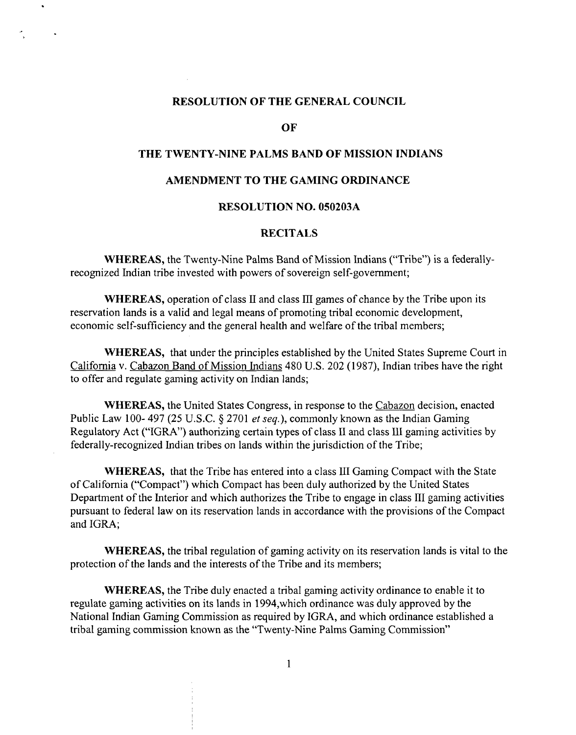# RESOLUTION OF THE GENERAL COUNCIL

# OF

# THE TWENTY-NINE PALMS BAND OF MISSION INDIANS

# AMENDMENT TO THE GAMING ORDINANCE

# RESOLUTION NO. 050203A

## RECITALS

**WHEREAS,** the Twenty-Nine Palms Band of Mission Indians ("Tribe") is a federally-recognized Indian tribe invested with powers of sovereign self-government;

**WHEREAS,** operation of class II and class III games of chance by the Tribe upon its reservation lands is a valid and legal means of promoting tribal economic development, economic self-sufficiency and the general health and welfare of the tribal members;

**WHEREAS,** that under the principles established by the United States Supreme Court in California v. Cabazon Band of Mission Indians 480 U.S. 202 (1987), Indian tribes have the right to offer and regulate gaming activity on Indian lands;

**WHEREAS,** the United States Congress, in response to the Cabazon decision, enacted Public Law 100- 497 (25 U.S.C. § 2701 *et seq.*), commonly known as the Indian Gaming Regulatory Act ("IGRA") authorizing certain types of class II and class III gaming activities by federally-recognized Indian tribes on lands within the jurisdiction of the Tribe;

**WHEREAS,** that the Tribe has entered into a class III Gaming Compact with the State of California ("Compact") which Compact has been duly authorized by the United States Department of the Interior and which authorizes the Tribe to engage in class III gaming activities pursuant to federal law on its reservation lands in accordance with the provisions of the Compact and IGRA;

**WHEREAS,** the tribal regulation of gaming activity on its reservation lands is vital to the protection of the lands and the interests of the Tribe and its members;

**WHEREAS,** the Tribe duly enacted a tribal gaming activity ordinance to enable it to regulate gaming activities on its lands in 1994,which ordinance was duly approved by the National Indian Gaming Commission as required by IGRA, and which ordinance established a tribal gaming commission known as the "Twenty-Nine Palms Gaming Commission"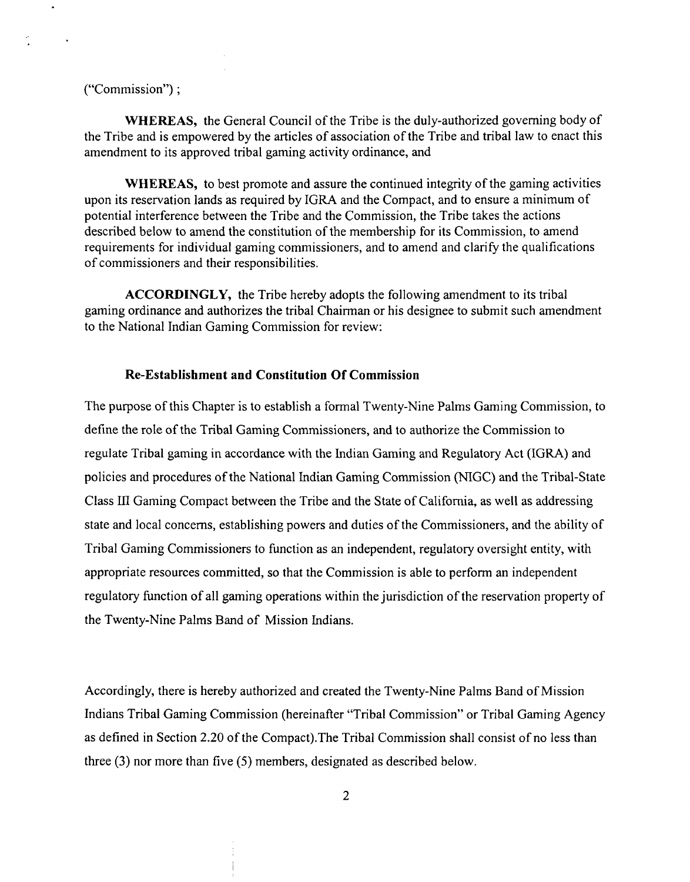("Commission") ;

**WHEREAS,** the General Council of the Tribe is the duly-authorized governing body of the Tribe and is empowered by the articles of association of the Tribe and tribal law to enact this amendment to its approved tribal gaming activity ordinance, and

**WHEREAS,** to best promote and assure the continued integrity of the gaming activities upon its reservation lands as required by IGRA and the Compact, and to ensure a minimum of potential interference between the Tribe and the Commission, the Tribe takes the actions described below to amend the constitution of the membership for its Commission, to amend requirements for individual gaming commissioners, and to amend and clarify the qualifications of commissioners and their responsibilities.

**ACCORDINGLY,** the Tribe hereby adopts the following amendment to its tribal gaming ordinance and authorizes the tribal Chairman or his designee to submit such amendment to the National Indian Gaming Commission for review:

### Re-Establishment and Constitution Of Commission

The purpose of this Chapter is to establish a formal Twenty-Nine Palms Gaming Commission, to define the role of the Tribal Gaming Commissioners, and to authorize the Commission to regulate Tribal gaming in accordance with the Indian Gaming and Regulatory Act (IGRA) and policies and procedures of the National Indian Gaming Commission (NIGC) and the Tribal-State Class III Gaming Compact between the Tribe and the State of California, as well as addressing state and local concerns, establishing powers and duties of the Commissioners, and the ability of Tribal Gaming Commissioners to function as an independent, regulatory oversight entity, with appropriate resources committed, so that the Commission is able to perform an independent regulatory function of all gaming operations within the jurisdiction of the reservation property of the Twenty-Nine Palms Band of Mission Indians.

Accordingly, there is hereby authorized and created the Twenty-Nine Palms Band of Mission Indians Tribal Gaming Commission (hereinafter "Tribal Commission" or Tribal Gaming Agency as defined in Section 2.20 of the Compact).The Tribal Commission shall consist of no less than three (3) nor more than five (5) members, designated as described below.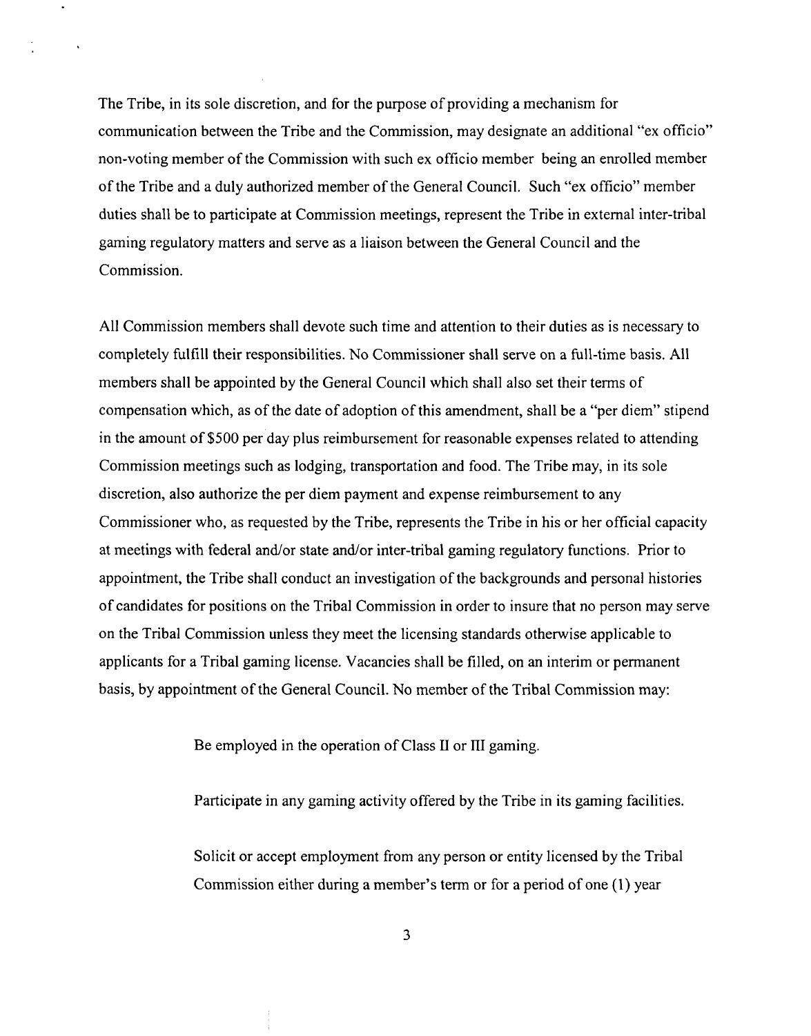The Tribe, in its sole discretion, and for the purpose of providing a mechanism for communication between the Tribe and the Commission, may designate an additional "ex officio" non-voting member of the Commission with such ex officio member being an enrolled member of the Tribe and a duly authorized member of the General Council. Such "ex officio" member duties shall be to participate at Commission meetings, represent the Tribe in external inter-tribal gaming regulatory matters and serve as a liaison between the General Council and the Commission.

All Commission members shall devote such time and attention to their duties as is necessary to completely fulfill their responsibilities. No Commissioner shall serve on a full-time basis. All members shall be appointed by the General Council which shall also set their terms of compensation which, as of the date of adoption of this amendment, shall be a "per diem" stipend in the amount of $500 per day plus reimbursement for reasonable expenses related to attending Commission meetings such as lodging, transportation and food. The Tribe may, in its sole discretion, also authorize the per diem payment and expense reimbursement to any Commissioner who, as requested by the Tribe, represents the Tribe in his or her official capacity at meetings with federal and/or state and/or inter-tribal gaming regulatory functions. Prior to appointment, the Tribe shall conduct an investigation of the backgrounds and personal histories of candidates for positions on the Tribal Commission in order to insure that no person may serve on the Tribal Commission unless they meet the licensing standards otherwise applicable to applicants for a Tribal gaming license. Vacancies shall be filled, on an interim or permanent basis, by appointment of the General Council. No member of the Tribal Commission may:

> Be employed in the operation of Class II or III gaming.
>
> Participate in any gaming activity offered by the Tribe in its gaming facilities.
>
> Solicit or accept employment from any person or entity licensed by the Tribal Commission either during a member's term or for a period of one (1) year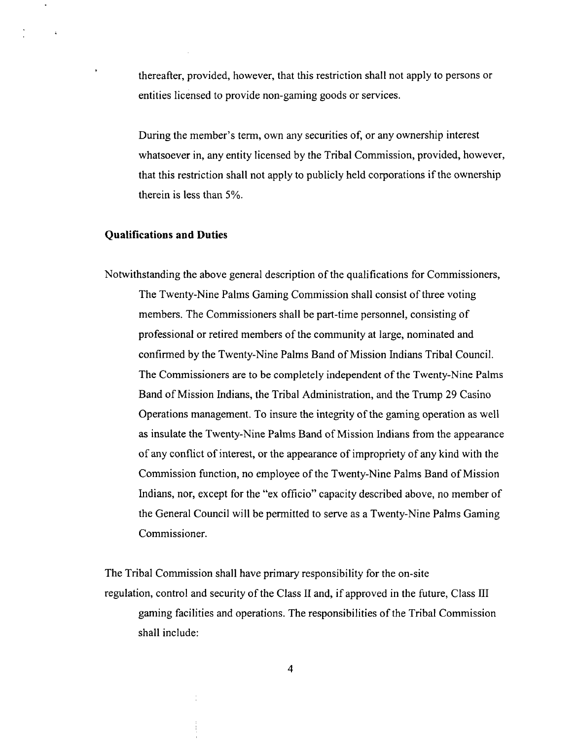thereafter, provided, however, that this restriction shall not apply to persons or entities licensed to provide non-gaming goods or services.

During the member's term, own any securities of, or any ownership interest whatsoever in, any entity licensed by the Tribal Commission, provided, however, that this restriction shall not apply to publicly held corporations if the ownership therein is less than 5%.

**Qualifications and Duties**

Notwithstanding the above general description of the qualifications for Commissioners, The Twenty-Nine Palms Gaming Commission shall consist of three voting members. The Commissioners shall be part-time personnel, consisting of professional or retired members of the community at large, nominated and confirmed by the Twenty-Nine Palms Band of Mission Indians Tribal Council. The Commissioners are to be completely independent of the Twenty-Nine Palms Band of Mission Indians, the Tribal Administration, and the Trump 29 Casino Operations management. To insure the integrity of the gaming operation as well as insulate the Twenty-Nine Palms Band of Mission Indians from the appearance of any conflict of interest, or the appearance of impropriety of any kind with the Commission function, no employee of the Twenty-Nine Palms Band of Mission Indians, nor, except for the "ex officio" capacity described above, no member of the General Council will be permitted to serve as a Twenty-Nine Palms Gaming Commissioner.

The Tribal Commission shall have primary responsibility for the on-site regulation, control and security of the Class II and, if approved in the future, Class III gaming facilities and operations. The responsibilities of the Tribal Commission shall include: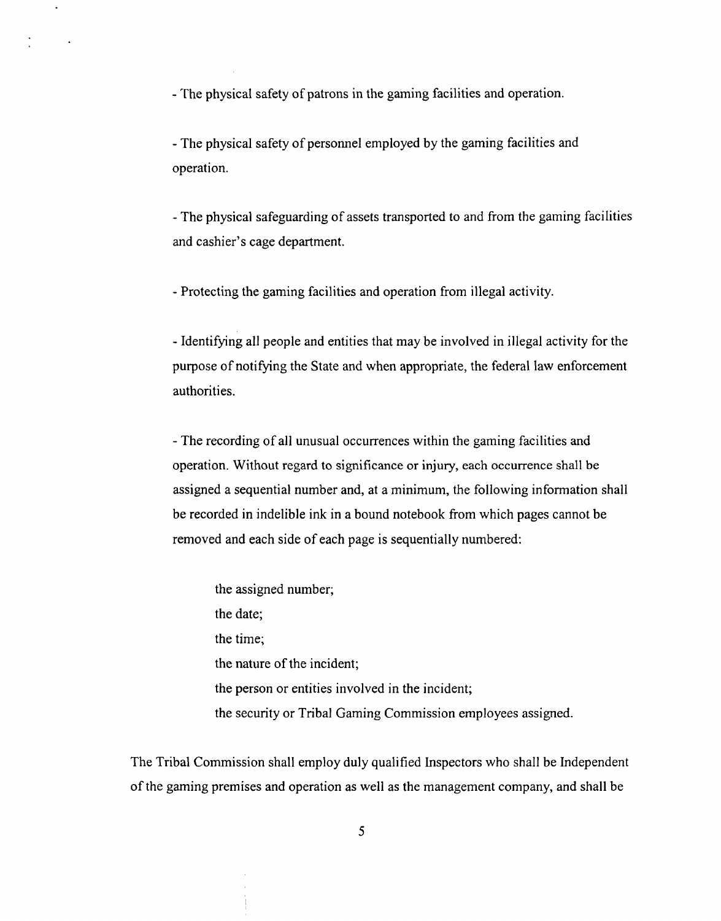- The physical safety of patrons in the gaming facilities and operation.

- The physical safety of personnel employed by the gaming facilities and operation.

- The physical safeguarding of assets transported to and from the gaming facilities and cashier's cage department.

- Protecting the gaming facilities and operation from illegal activity.

- Identifying all people and entities that may be involved in illegal activity for the purpose of notifying the State and when appropriate, the federal law enforcement authorities.

- The recording of all unusual occurrences within the gaming facilities and operation. Without regard to significance or injury, each occurrence shall be assigned a sequential number and, at a minimum, the following information shall be recorded in indelible ink in a bound notebook from which pages cannot be removed and each side of each page is sequentially numbered:

  the assigned number;
  the date;
  the time;
  the nature of the incident;
  the person or entities involved in the incident;
  the security or Tribal Gaming Commission employees assigned.

The Tribal Commission shall employ duly qualified Inspectors who shall be Independent of the gaming premises and operation as well as the management company, and shall be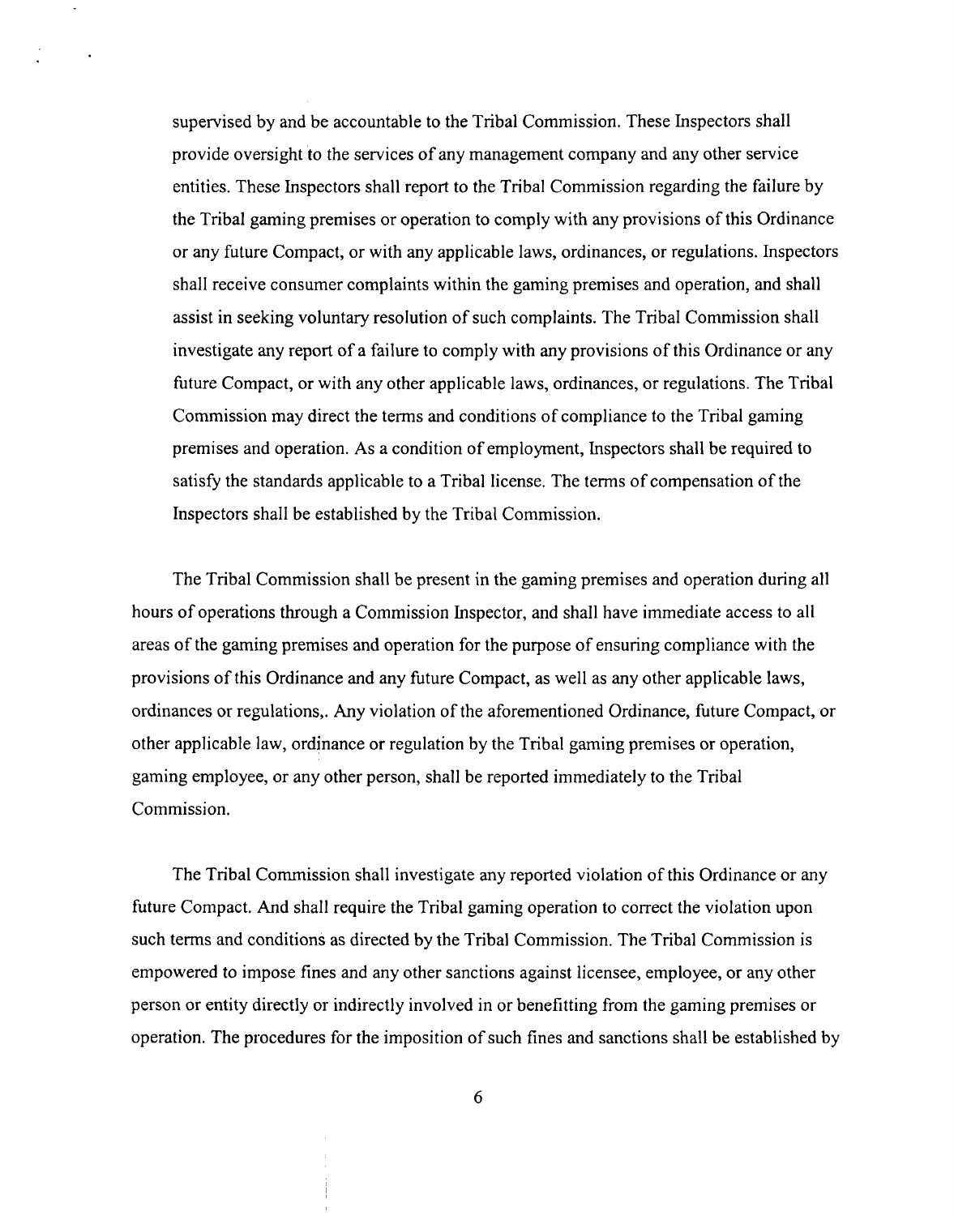supervised by and be accountable to the Tribal Commission. These Inspectors shall provide oversight to the services of any management company and any other service entities. These Inspectors shall report to the Tribal Commission regarding the failure by the Tribal gaming premises or operation to comply with any provisions of this Ordinance or any future Compact, or with any applicable laws, ordinances, or regulations. Inspectors shall receive consumer complaints within the gaming premises and operation, and shall assist in seeking voluntary resolution of such complaints. The Tribal Commission shall investigate any report of a failure to comply with any provisions of this Ordinance or any future Compact, or with any other applicable laws, ordinances, or regulations. The Tribal Commission may direct the terms and conditions of compliance to the Tribal gaming premises and operation. As a condition of employment, Inspectors shall be required to satisfy the standards applicable to a Tribal license. The terms of compensation of the Inspectors shall be established by the Tribal Commission.

The Tribal Commission shall be present in the gaming premises and operation during all hours of operations through a Commission Inspector, and shall have immediate access to all areas of the gaming premises and operation for the purpose of ensuring compliance with the provisions of this Ordinance and any future Compact, as well as any other applicable laws, ordinances or regulations,. Any violation of the aforementioned Ordinance, future Compact, or other applicable law, ordinance or regulation by the Tribal gaming premises or operation, gaming employee, or any other person, shall be reported immediately to the Tribal Commission.

The Tribal Commission shall investigate any reported violation of this Ordinance or any future Compact. And shall require the Tribal gaming operation to correct the violation upon such terms and conditions as directed by the Tribal Commission. The Tribal Commission is empowered to impose fines and any other sanctions against licensee, employee, or any other person or entity directly or indirectly involved in or benefitting from the gaming premises or operation. The procedures for the imposition of such fines and sanctions shall be established by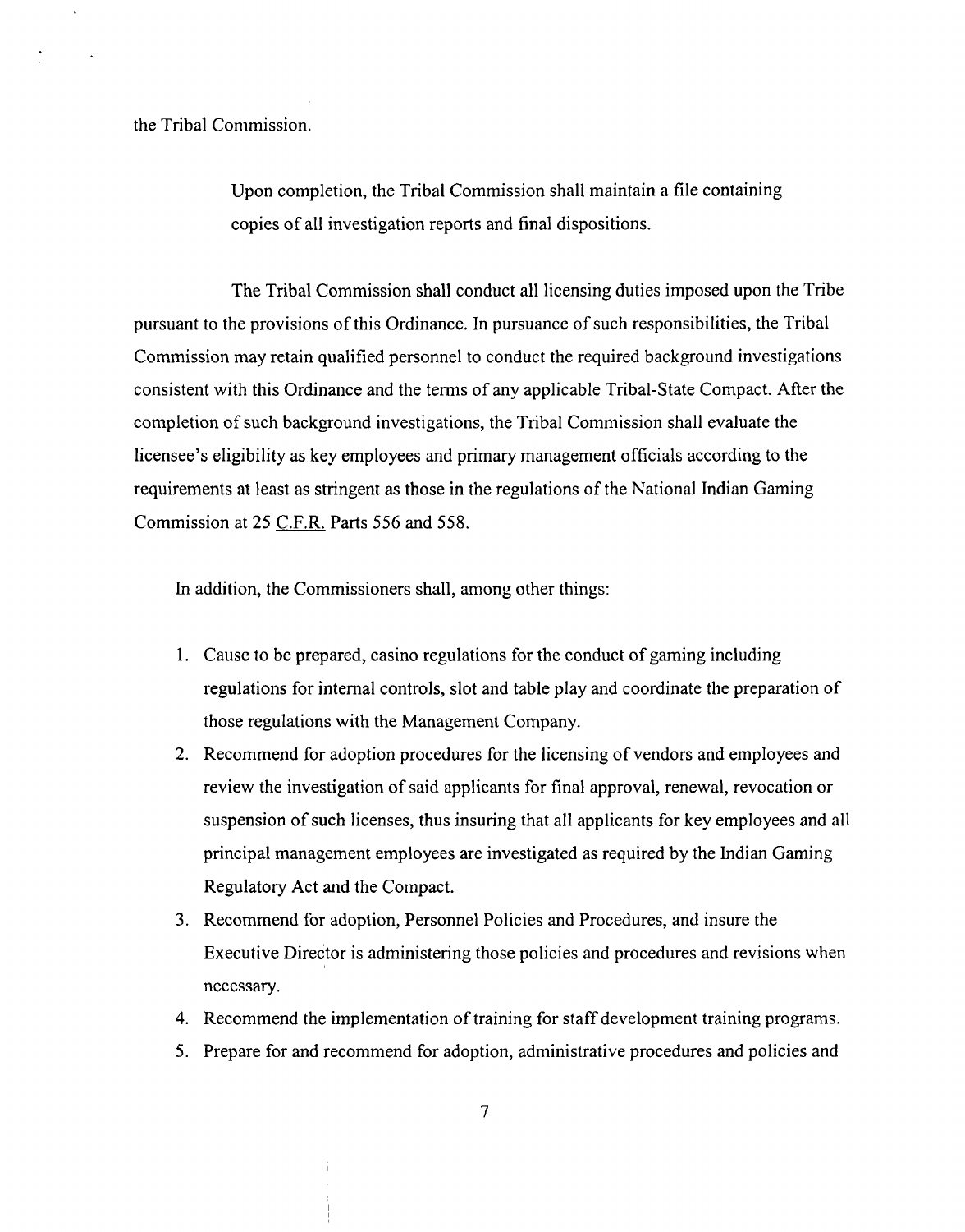the Tribal Commission.

> Upon completion, the Tribal Commission shall maintain a file containing copies of all investigation reports and final dispositions.

The Tribal Commission shall conduct all licensing duties imposed upon the Tribe pursuant to the provisions of this Ordinance. In pursuance of such responsibilities, the Tribal Commission may retain qualified personnel to conduct the required background investigations consistent with this Ordinance and the terms of any applicable Tribal-State Compact. After the completion of such background investigations, the Tribal Commission shall evaluate the licensee's eligibility as key employees and primary management officials according to the requirements at least as stringent as those in the regulations of the National Indian Gaming Commission at 25 C.F.R. Parts 556 and 558.

In addition, the Commissioners shall, among other things:

1. Cause to be prepared, casino regulations for the conduct of gaming including regulations for internal controls, slot and table play and coordinate the preparation of those regulations with the Management Company.
2. Recommend for adoption procedures for the licensing of vendors and employees and review the investigation of said applicants for final approval, renewal, revocation or suspension of such licenses, thus insuring that all applicants for key employees and all principal management employees are investigated as required by the Indian Gaming Regulatory Act and the Compact.
3. Recommend for adoption, Personnel Policies and Procedures, and insure the Executive Director is administering those policies and procedures and revisions when necessary.
4. Recommend the implementation of training for staff development training programs.
5. Prepare for and recommend for adoption, administrative procedures and policies and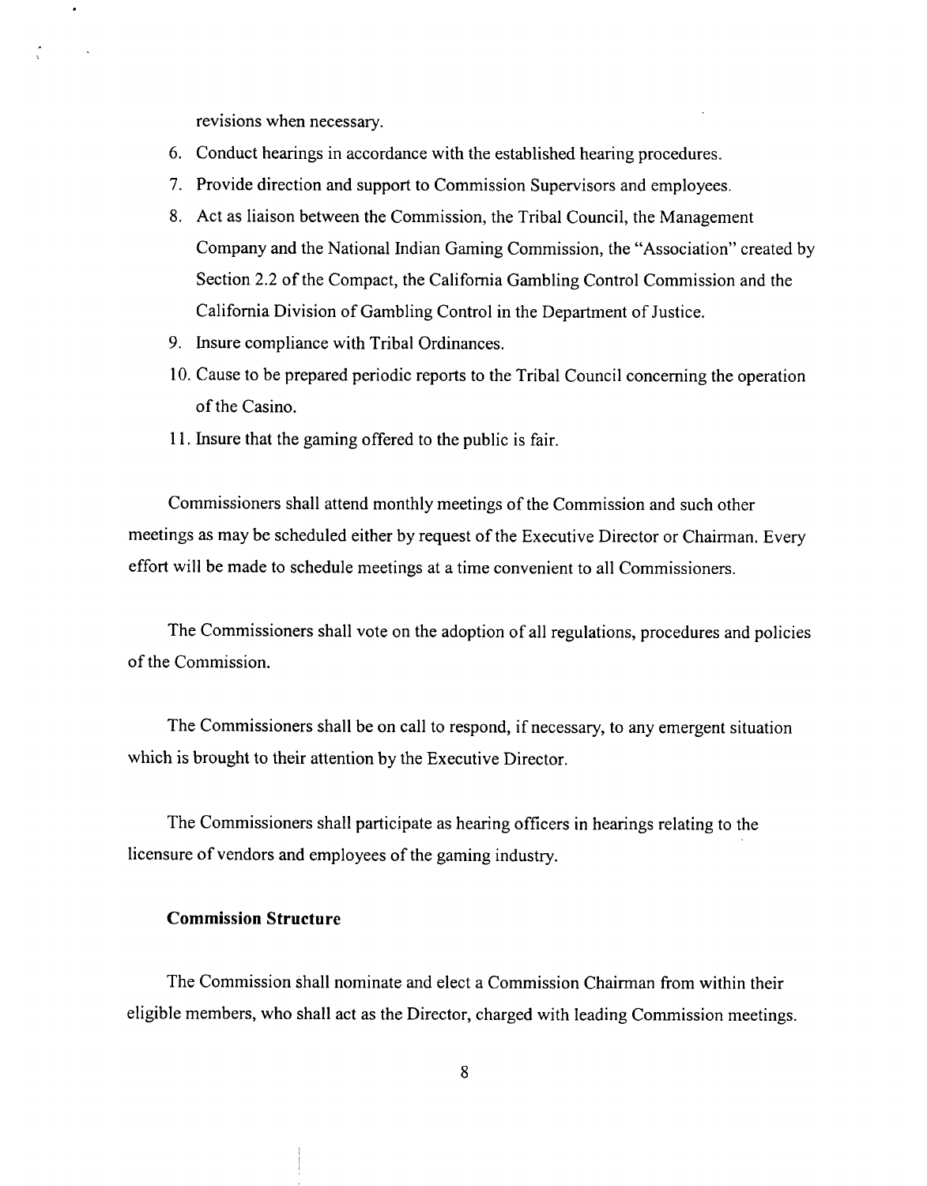revisions when necessary.

6. Conduct hearings in accordance with the established hearing procedures.
7. Provide direction and support to Commission Supervisors and employees.
8. Act as liaison between the Commission, the Tribal Council, the Management Company and the National Indian Gaming Commission, the "Association" created by Section 2.2 of the Compact, the California Gambling Control Commission and the California Division of Gambling Control in the Department of Justice.
9. Insure compliance with Tribal Ordinances.
10. Cause to be prepared periodic reports to the Tribal Council concerning the operation of the Casino.
11. Insure that the gaming offered to the public is fair.

Commissioners shall attend monthly meetings of the Commission and such other meetings as may be scheduled either by request of the Executive Director or Chairman. Every effort will be made to schedule meetings at a time convenient to all Commissioners.

The Commissioners shall vote on the adoption of all regulations, procedures and policies of the Commission.

The Commissioners shall be on call to respond, if necessary, to any emergent situation which is brought to their attention by the Executive Director.

The Commissioners shall participate as hearing officers in hearings relating to the licensure of vendors and employees of the gaming industry.

**Commission Structure**

The Commission shall nominate and elect a Commission Chairman from within their eligible members, who shall act as the Director, charged with leading Commission meetings.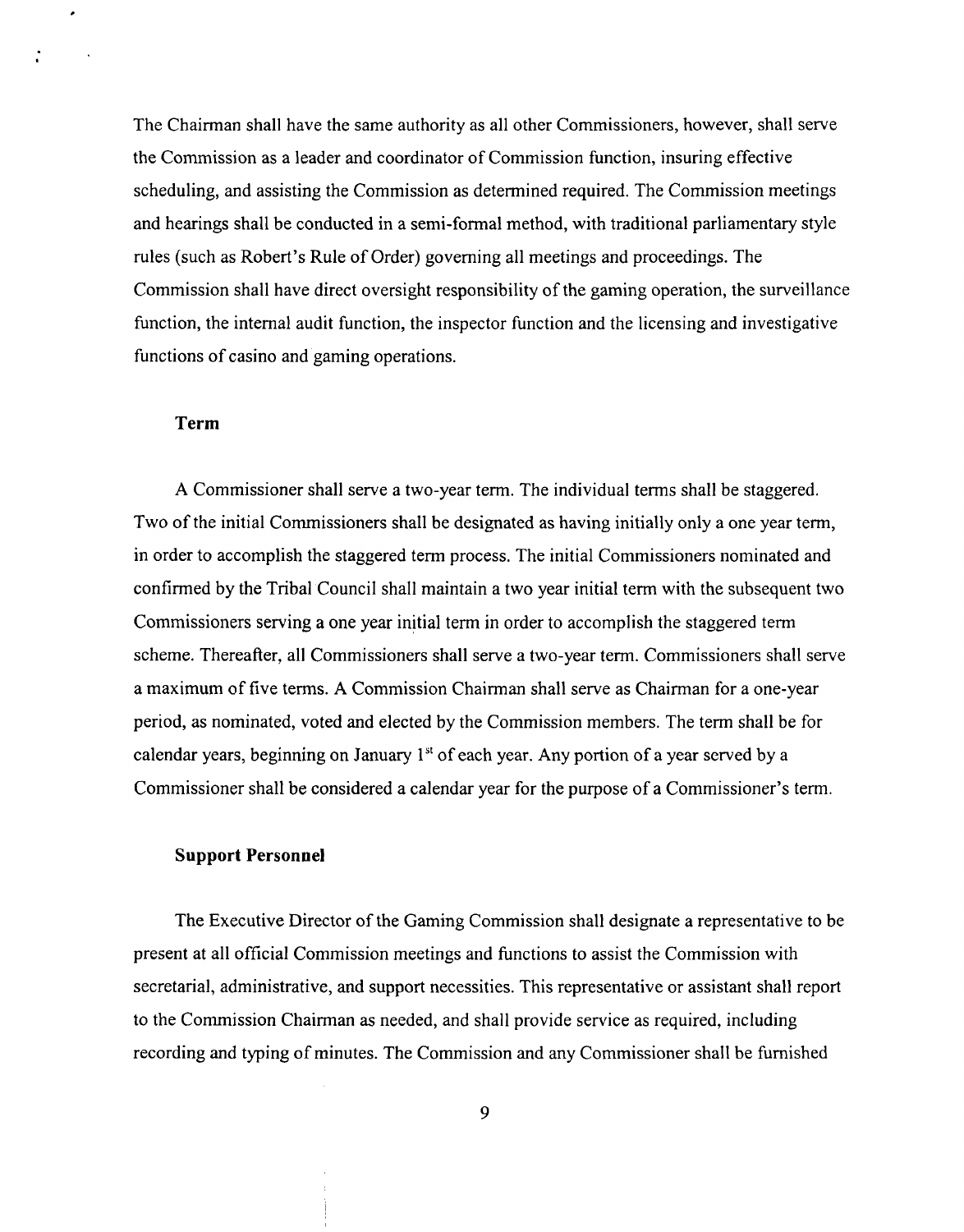The Chairman shall have the same authority as all other Commissioners, however, shall serve the Commission as a leader and coordinator of Commission function, insuring effective scheduling, and assisting the Commission as determined required. The Commission meetings and hearings shall be conducted in a semi-formal method, with traditional parliamentary style rules (such as Robert's Rule of Order) governing all meetings and proceedings. The Commission shall have direct oversight responsibility of the gaming operation, the surveillance function, the internal audit function, the inspector function and the licensing and investigative functions of casino and gaming operations.

### Term

A Commissioner shall serve a two-year term. The individual terms shall be staggered. Two of the initial Commissioners shall be designated as having initially only a one year term, in order to accomplish the staggered term process. The initial Commissioners nominated and confirmed by the Tribal Council shall maintain a two year initial term with the subsequent two Commissioners serving a one year initial term in order to accomplish the staggered term scheme. Thereafter, all Commissioners shall serve a two-year term. Commissioners shall serve a maximum of five terms. A Commission Chairman shall serve as Chairman for a one-year period, as nominated, voted and elected by the Commission members. The term shall be for calendar years, beginning on January 1st of each year. Any portion of a year served by a Commissioner shall be considered a calendar year for the purpose of a Commissioner's term.

### Support Personnel

The Executive Director of the Gaming Commission shall designate a representative to be present at all official Commission meetings and functions to assist the Commission with secretarial, administrative, and support necessities. This representative or assistant shall report to the Commission Chairman as needed, and shall provide service as required, including recording and typing of minutes. The Commission and any Commissioner shall be furnished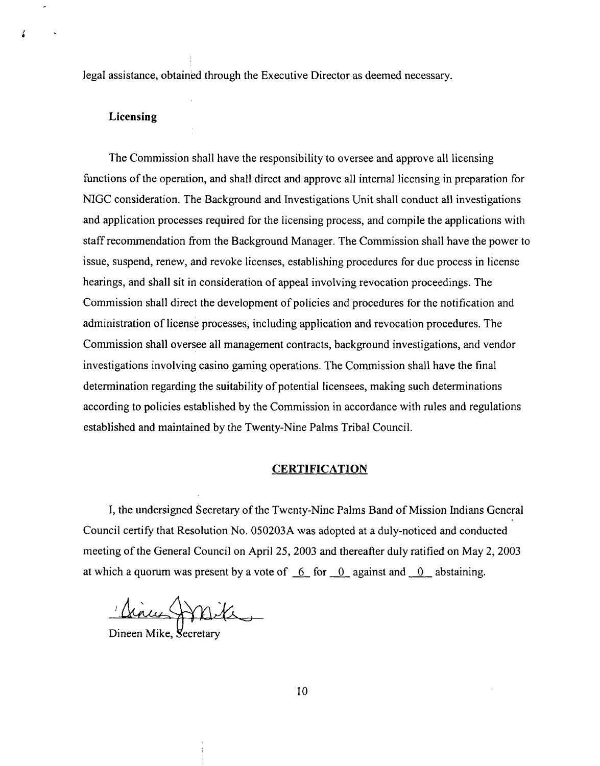legal assistance, obtained through the Executive Director as deemed necessary.

**Licensing**

The Commission shall have the responsibility to oversee and approve all licensing functions of the operation, and shall direct and approve all internal licensing in preparation for NIGC consideration. The Background and Investigations Unit shall conduct all investigations and application processes required for the licensing process, and compile the applications with staff recommendation from the Background Manager. The Commission shall have the power to issue, suspend, renew, and revoke licenses, establishing procedures for due process in license hearings, and shall sit in consideration of appeal involving revocation proceedings. The Commission shall direct the development of policies and procedures for the notification and administration of license processes, including application and revocation procedures. The Commission shall oversee all management contracts, background investigations, and vendor investigations involving casino gaming operations. The Commission shall have the final determination regarding the suitability of potential licensees, making such determinations according to policies established by the Commission in accordance with rules and regulations established and maintained by the Twenty-Nine Palms Tribal Council.

**CERTIFICATION**

I, the undersigned Secretary of the Twenty-Nine Palms Band of Mission Indians General Council certify that Resolution No. 050203A was adopted at a duly-noticed and conducted meeting of the General Council on April 25, 2003 and thereafter duly ratified on May 2, 2003 at which a quorum was present by a vote of 6 for 0 against and 0 abstaining.

Dineen Mike, Secretary